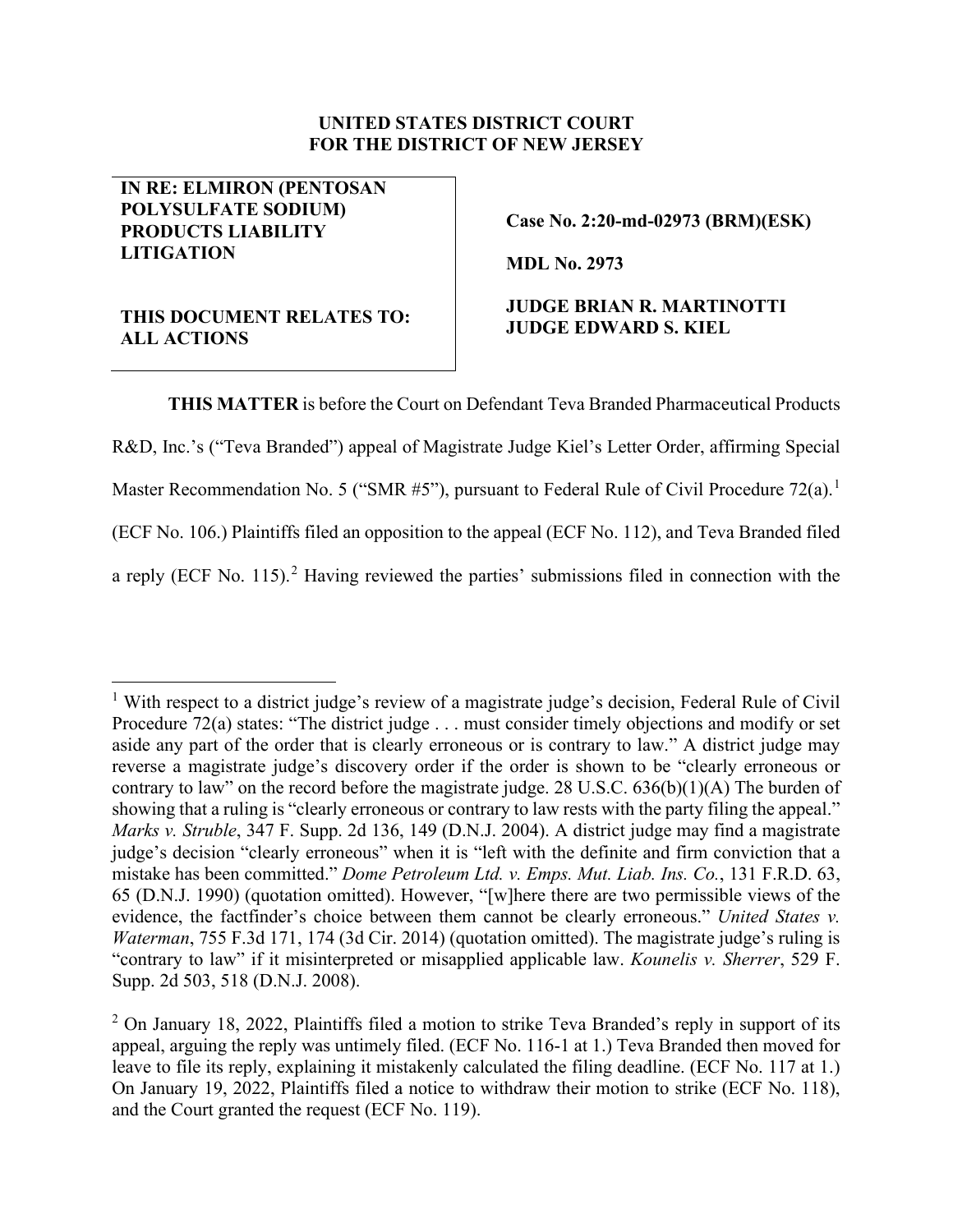**UNITED STATES DISTRICT COURT**
**FOR THE DISTRICT OF NEW JERSEY**

| **IN RE: ELMIRON (PENTOSAN POLYSULFATE SODIUM) PRODUCTS LIABILITY LITIGATION**<br><br>**THIS DOCUMENT RELATES TO: ALL ACTIONS** | **Case No. 2:20-md-02973 (BRM)(ESK)**<br><br>**MDL No. 2973**<br><br>**JUDGE BRIAN R. MARTINOTTI**<br>**JUDGE EDWARD S. KIEL** |
|---|---|

**THIS MATTER** is before the Court on Defendant Teva Branded Pharmaceutical Products R&D, Inc.'s ("Teva Branded") appeal of Magistrate Judge Kiel's Letter Order, affirming Special Master Recommendation No. 5 ("SMR #5"), pursuant to Federal Rule of Civil Procedure 72(a).[1] (ECF No. 106.) Plaintiffs filed an opposition to the appeal (ECF No. 112), and Teva Branded filed a reply (ECF No. 115).[2] Having reviewed the parties' submissions filed in connection with the

---

[1] With respect to a district judge's review of a magistrate judge's decision, Federal Rule of Civil Procedure 72(a) states: "The district judge . . . must consider timely objections and modify or set aside any part of the order that is clearly erroneous or is contrary to law." A district judge may reverse a magistrate judge's discovery order if the order is shown to be "clearly erroneous or contrary to law" on the record before the magistrate judge. 28 U.S.C. 636(b)(1)(A) The burden of showing that a ruling is "clearly erroneous or contrary to law rests with the party filing the appeal." *Marks v. Struble*, 347 F. Supp. 2d 136, 149 (D.N.J. 2004). A district judge may find a magistrate judge's decision "clearly erroneous" when it is "left with the definite and firm conviction that a mistake has been committed." *Dome Petroleum Ltd. v. Emps. Mut. Liab. Ins. Co.*, 131 F.R.D. 63, 65 (D.N.J. 1990) (quotation omitted). However, "[w]here there are two permissible views of the evidence, the factfinder's choice between them cannot be clearly erroneous." *United States v. Waterman*, 755 F.3d 171, 174 (3d Cir. 2014) (quotation omitted). The magistrate judge's ruling is "contrary to law" if it misinterpreted or misapplied applicable law. *Kounelis v. Sherrer*, 529 F. Supp. 2d 503, 518 (D.N.J. 2008).

[2] On January 18, 2022, Plaintiffs filed a motion to strike Teva Branded's reply in support of its appeal, arguing the reply was untimely filed. (ECF No. 116-1 at 1.) Teva Branded then moved for leave to file its reply, explaining it mistakenly calculated the filing deadline. (ECF No. 117 at 1.) On January 19, 2022, Plaintiffs filed a notice to withdraw their motion to strike (ECF No. 118), and the Court granted the request (ECF No. 119).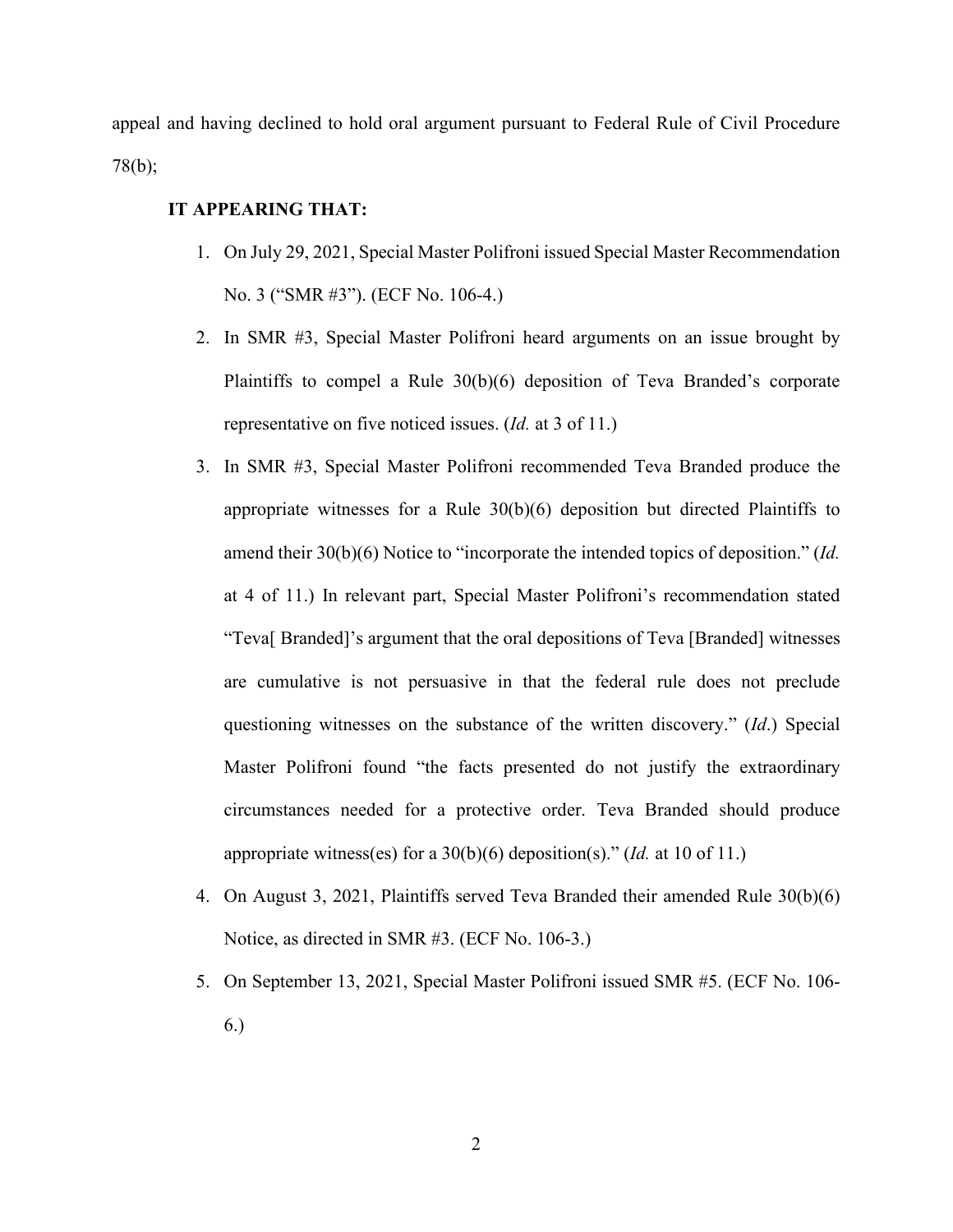appeal and having declined to hold oral argument pursuant to Federal Rule of Civil Procedure 78(b);

**IT APPEARING THAT:**

1. On July 29, 2021, Special Master Polifroni issued Special Master Recommendation No. 3 ("SMR #3"). (ECF No. 106-4.)
2. In SMR #3, Special Master Polifroni heard arguments on an issue brought by Plaintiffs to compel a Rule 30(b)(6) deposition of Teva Branded's corporate representative on five noticed issues. (*Id.* at 3 of 11.)
3. In SMR #3, Special Master Polifroni recommended Teva Branded produce the appropriate witnesses for a Rule 30(b)(6) deposition but directed Plaintiffs to amend their 30(b)(6) Notice to "incorporate the intended topics of deposition." (*Id.* at 4 of 11.) In relevant part, Special Master Polifroni's recommendation stated "Teva[ Branded]'s argument that the oral depositions of Teva [Branded] witnesses are cumulative is not persuasive in that the federal rule does not preclude questioning witnesses on the substance of the written discovery." (*Id*.) Special Master Polifroni found "the facts presented do not justify the extraordinary circumstances needed for a protective order. Teva Branded should produce appropriate witness(es) for a 30(b)(6) deposition(s)." (*Id.* at 10 of 11.)
4. On August 3, 2021, Plaintiffs served Teva Branded their amended Rule 30(b)(6) Notice, as directed in SMR #3. (ECF No. 106-3.)
5. On September 13, 2021, Special Master Polifroni issued SMR #5. (ECF No. 106-6.)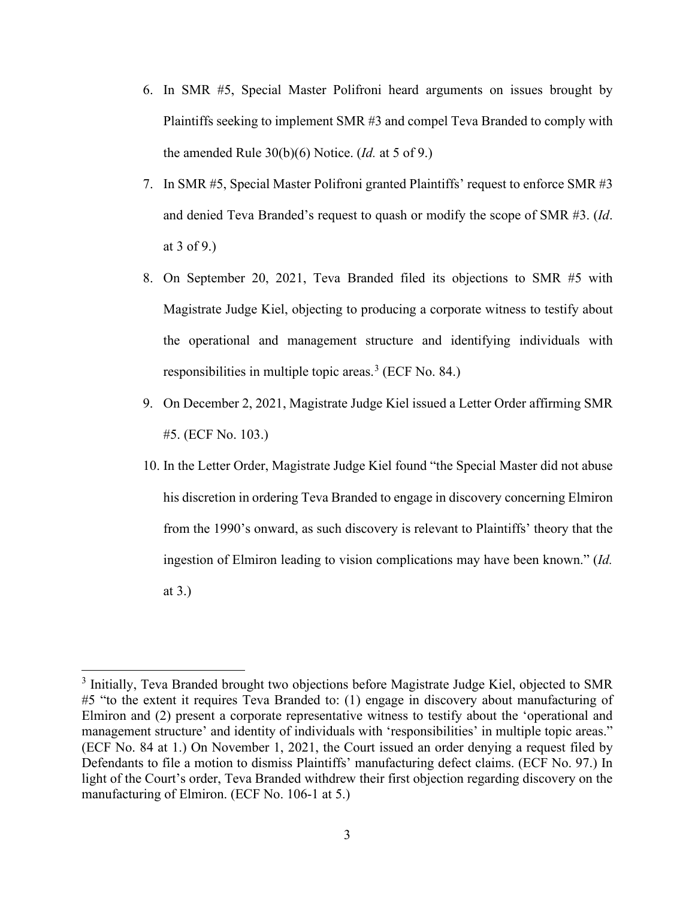6. In SMR #5, Special Master Polifroni heard arguments on issues brought by Plaintiffs seeking to implement SMR #3 and compel Teva Branded to comply with the amended Rule 30(b)(6) Notice. (*Id.* at 5 of 9.)

7. In SMR #5, Special Master Polifroni granted Plaintiffs' request to enforce SMR #3 and denied Teva Branded's request to quash or modify the scope of SMR #3. (*Id*. at 3 of 9.)

8. On September 20, 2021, Teva Branded filed its objections to SMR #5 with Magistrate Judge Kiel, objecting to producing a corporate witness to testify about the operational and management structure and identifying individuals with responsibilities in multiple topic areas.[3] (ECF No. 84.)

9. On December 2, 2021, Magistrate Judge Kiel issued a Letter Order affirming SMR #5. (ECF No. 103.)

10. In the Letter Order, Magistrate Judge Kiel found "the Special Master did not abuse his discretion in ordering Teva Branded to engage in discovery concerning Elmiron from the 1990's onward, as such discovery is relevant to Plaintiffs' theory that the ingestion of Elmiron leading to vision complications may have been known." (*Id.* at 3.)

---

[3] Initially, Teva Branded brought two objections before Magistrate Judge Kiel, objected to SMR #5 "to the extent it requires Teva Branded to: (1) engage in discovery about manufacturing of Elmiron and (2) present a corporate representative witness to testify about the 'operational and management structure' and identity of individuals with 'responsibilities' in multiple topic areas." (ECF No. 84 at 1.) On November 1, 2021, the Court issued an order denying a request filed by Defendants to file a motion to dismiss Plaintiffs' manufacturing defect claims. (ECF No. 97.) In light of the Court's order, Teva Branded withdrew their first objection regarding discovery on the manufacturing of Elmiron. (ECF No. 106-1 at 5.)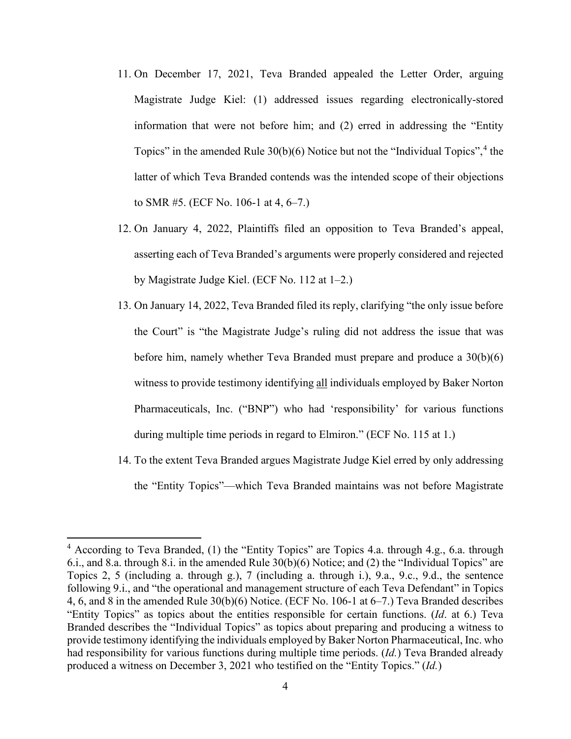11. On December 17, 2021, Teva Branded appealed the Letter Order, arguing Magistrate Judge Kiel: (1) addressed issues regarding electronically-stored information that were not before him; and (2) erred in addressing the "Entity Topics" in the amended Rule 30(b)(6) Notice but not the "Individual Topics",[4] the latter of which Teva Branded contends was the intended scope of their objections to SMR #5. (ECF No. 106-1 at 4, 6–7.)

12. On January 4, 2022, Plaintiffs filed an opposition to Teva Branded's appeal, asserting each of Teva Branded's arguments were properly considered and rejected by Magistrate Judge Kiel. (ECF No. 112 at 1–2.)

13. On January 14, 2022, Teva Branded filed its reply, clarifying "the only issue before the Court" is "the Magistrate Judge's ruling did not address the issue that was before him, namely whether Teva Branded must prepare and produce a 30(b)(6) witness to provide testimony identifying <u>all</u> individuals employed by Baker Norton Pharmaceuticals, Inc. ("BNP") who had 'responsibility' for various functions during multiple time periods in regard to Elmiron." (ECF No. 115 at 1.)

14. To the extent Teva Branded argues Magistrate Judge Kiel erred by only addressing the "Entity Topics"—which Teva Branded maintains was not before Magistrate

---

[4] According to Teva Branded, (1) the "Entity Topics" are Topics 4.a. through 4.g., 6.a. through 6.i., and 8.a. through 8.i. in the amended Rule 30(b)(6) Notice; and (2) the "Individual Topics" are Topics 2, 5 (including a. through g.), 7 (including a. through i.), 9.a., 9.c., 9.d., the sentence following 9.i., and "the operational and management structure of each Teva Defendant" in Topics 4, 6, and 8 in the amended Rule 30(b)(6) Notice. (ECF No. 106-1 at 6–7.) Teva Branded describes "Entity Topics" as topics about the entities responsible for certain functions. (*Id*. at 6.) Teva Branded describes the "Individual Topics" as topics about preparing and producing a witness to provide testimony identifying the individuals employed by Baker Norton Pharmaceutical, Inc. who had responsibility for various functions during multiple time periods. (*Id.*) Teva Branded already produced a witness on December 3, 2021 who testified on the "Entity Topics." (*Id.*)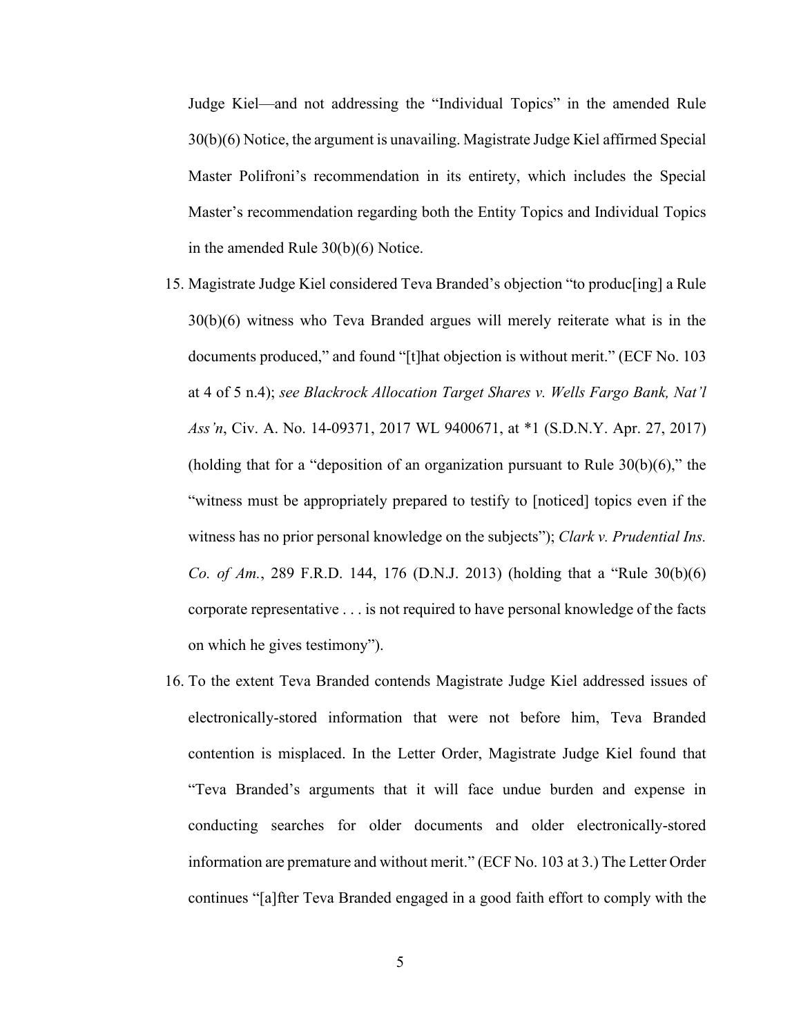Judge Kiel—and not addressing the "Individual Topics" in the amended Rule 30(b)(6) Notice, the argument is unavailing. Magistrate Judge Kiel affirmed Special Master Polifroni's recommendation in its entirety, which includes the Special Master's recommendation regarding both the Entity Topics and Individual Topics in the amended Rule 30(b)(6) Notice.

15. Magistrate Judge Kiel considered Teva Branded's objection "to produc[ing] a Rule 30(b)(6) witness who Teva Branded argues will merely reiterate what is in the documents produced," and found "[t]hat objection is without merit." (ECF No. 103 at 4 of 5 n.4); *see Blackrock Allocation Target Shares v. Wells Fargo Bank, Nat'l Ass'n*, Civ. A. No. 14-09371, 2017 WL 9400671, at *1 (S.D.N.Y. Apr. 27, 2017) (holding that for a "deposition of an organization pursuant to Rule 30(b)(6)," the "witness must be appropriately prepared to testify to [noticed] topics even if the witness has no prior personal knowledge on the subjects"); *Clark v. Prudential Ins. Co. of Am.*, 289 F.R.D. 144, 176 (D.N.J. 2013) (holding that a "Rule 30(b)(6) corporate representative . . . is not required to have personal knowledge of the facts on which he gives testimony").

16. To the extent Teva Branded contends Magistrate Judge Kiel addressed issues of electronically-stored information that were not before him, Teva Branded contention is misplaced. In the Letter Order, Magistrate Judge Kiel found that "Teva Branded's arguments that it will face undue burden and expense in conducting searches for older documents and older electronically-stored information are premature and without merit." (ECF No. 103 at 3.) The Letter Order continues "[a]fter Teva Branded engaged in a good faith effort to comply with the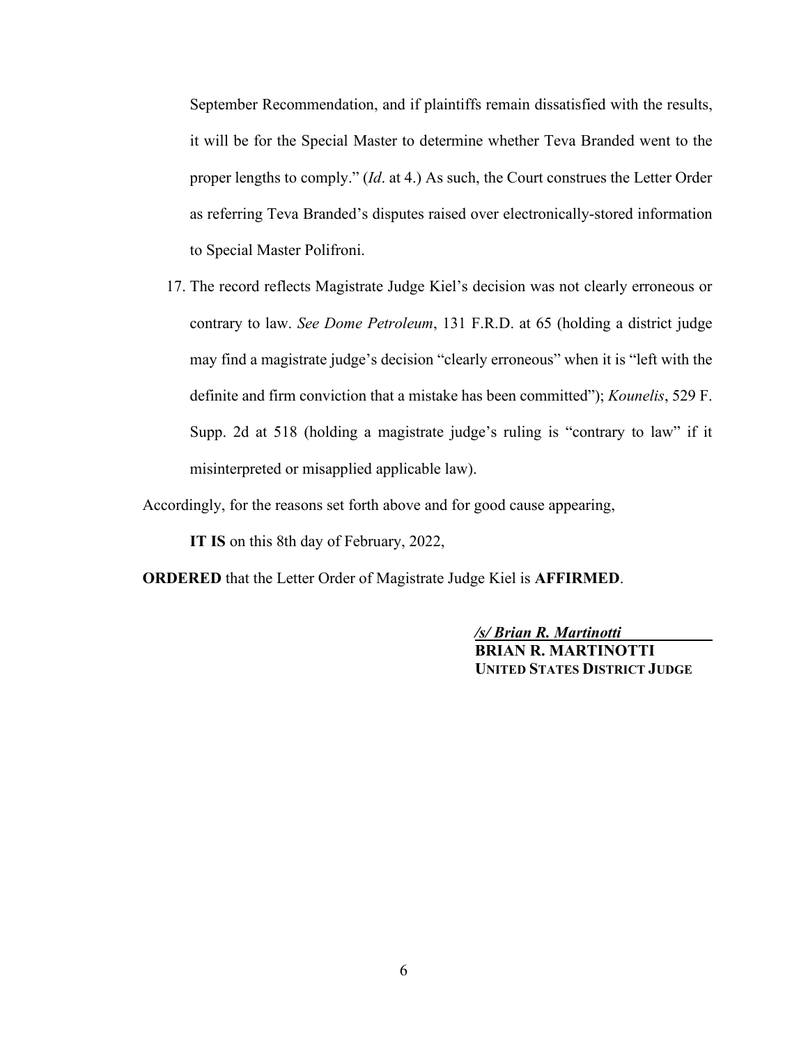September Recommendation, and if plaintiffs remain dissatisfied with the results, it will be for the Special Master to determine whether Teva Branded went to the proper lengths to comply." (*Id*. at 4.) As such, the Court construes the Letter Order as referring Teva Branded's disputes raised over electronically-stored information to Special Master Polifroni.

17. The record reflects Magistrate Judge Kiel's decision was not clearly erroneous or contrary to law. *See Dome Petroleum*, 131 F.R.D. at 65 (holding a district judge may find a magistrate judge's decision "clearly erroneous" when it is "left with the definite and firm conviction that a mistake has been committed"); *Kounelis*, 529 F. Supp. 2d at 518 (holding a magistrate judge's ruling is "contrary to law" if it misinterpreted or misapplied applicable law).

Accordingly, for the reasons set forth above and for good cause appearing,

**IT IS** on this 8th day of February, 2022,

**ORDERED** that the Letter Order of Magistrate Judge Kiel is **AFFIRMED**.

***/s/ Brian R. Martinotti***
**BRIAN R. MARTINOTTI**
**UNITED STATES DISTRICT JUDGE**